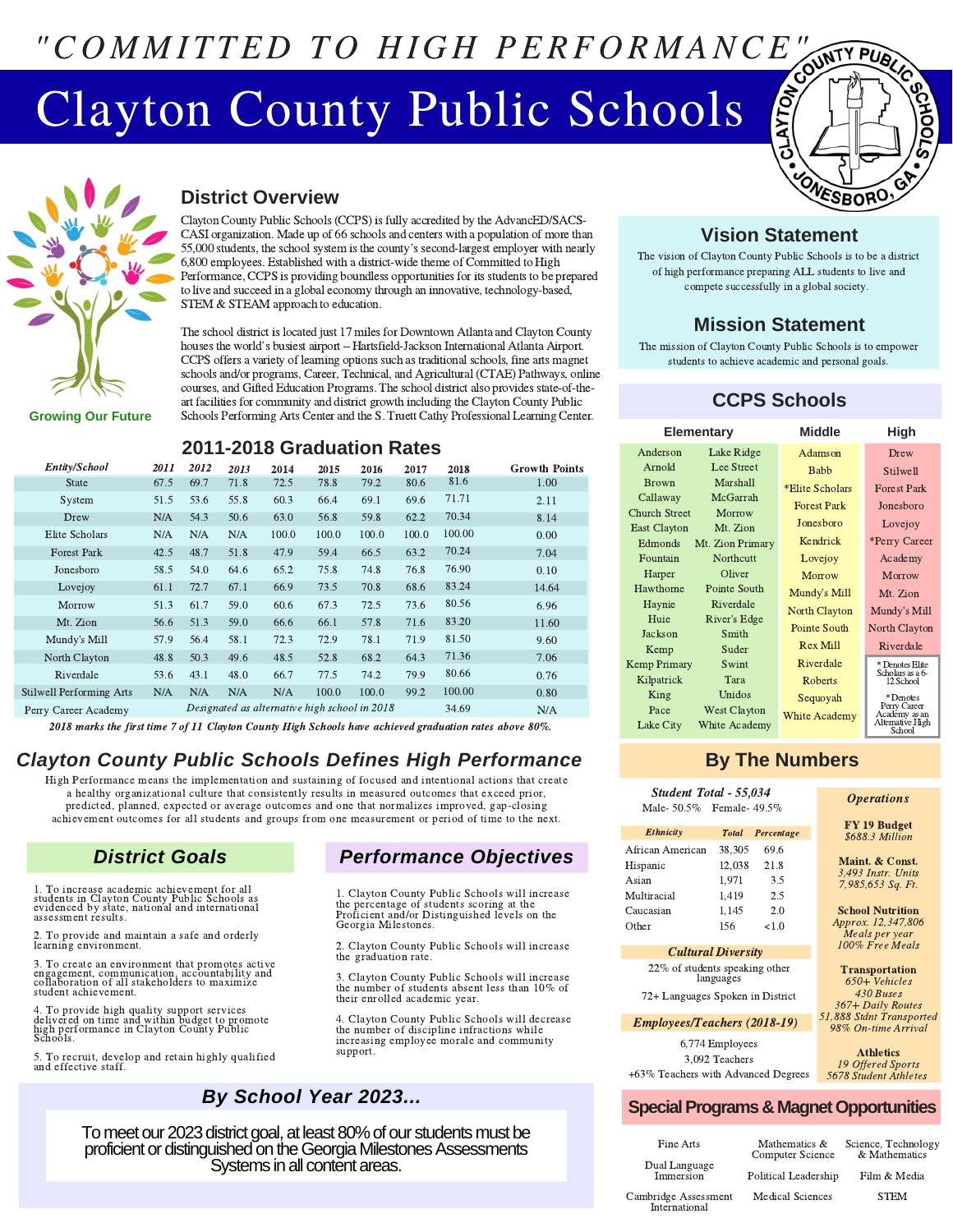"COMMITTED TO HIGH PERFORMANCE"

# Clayton County Public Schools

CLAYTON COUNTY PUBLIC SCHOOLS • JONESBORO, GA •

Growing Our Future

## District Overview

Clayton County Public Schools (CCPS) is fully accredited by the AdvancED/SACS-CASI organization. Made up of 66 schools and centers with a population of more than 55,000 students, the school system is the county's second-largest employer with nearly 6,800 employees. Established with a district-wide theme of Committed to High Performance, CCPS is providing boundless opportunities for its students to be prepared to live and succeed in a global economy through an innovative, technology-based, STEM & STEAM approach to education.

The school district is located just 17 miles for Downtown Atlanta and Clayton County houses the world's busiest airport – Hartsfield-Jackson International Atlanta Airport. CCPS offers a variety of learning options such as traditional schools, fine arts magnet schools and/or programs, Career, Technical, and Agricultural (CTAE) Pathways, online courses, and Gifted Education Programs. The school district also provides state-of-the-art facilities for community and district growth including the Clayton County Public Schools Performing Arts Center and the S. Truett Cathy Professional Learning Center.

## 2011-2018 Graduation Rates

| *Entity/School* | *2011* | *2012* | *2013* | *2014* | *2015* | *2016* | *2017* | *2018* | Growth Points |
|---|---|---|---|---|---|---|---|---|---|
| State | 67.5 | 69.7 | 71.8 | 72.5 | 78.8 | 79.2 | 80.6 | 81.6 | 1.00 |
| System | 51.5 | 53.6 | 55.8 | 60.3 | 66.4 | 69.1 | 69.6 | 71.71 | 2.11 |
| Drew | N/A | 54.3 | 50.6 | 63.0 | 56.8 | 59.8 | 62.2 | 70.34 | 8.14 |
| Elite Scholars | N/A | N/A | N/A | 100.0 | 100.0 | 100.0 | 100.0 | 100.00 | 0.00 |
| Forest Park | 42.5 | 48.7 | 51.8 | 47.9 | 59.4 | 66.5 | 63.2 | 70.24 | 7.04 |
| Jonesboro | 58.5 | 54.0 | 64.6 | 65.2 | 75.8 | 74.8 | 76.8 | 76.90 | 0.10 |
| Lovejoy | 61.1 | 72.7 | 67.1 | 66.9 | 73.5 | 70.8 | 68.6 | 83.24 | 14.64 |
| Morrow | 51.3 | 61.7 | 59.0 | 60.6 | 67.3 | 72.5 | 73.6 | 80.56 | 6.96 |
| Mt. Zion | 56.6 | 51.3 | 59.0 | 66.6 | 66.1 | 57.8 | 71.6 | 83.20 | 11.60 |
| Mundy's Mill | 57.9 | 56.4 | 58.1 | 72.3 | 72.9 | 78.1 | 71.9 | 81.50 | 9.60 |
| North Clayton | 48.8 | 50.3 | 49.6 | 48.5 | 52.8 | 68.2 | 64.3 | 71.36 | 7.06 |
| Riverdale | 53.6 | 43.1 | 48.0 | 66.7 | 77.5 | 74.2 | 79.9 | 80.66 | 0.76 |
| Stilwell Performing Arts | N/A | N/A | N/A | N/A | 100.0 | 100.0 | 99.2 | 100.00 | 0.80 |
| Perry Career Academy | *Designated as alternative high school in 2018* | | | | | | | 34.69 | N/A |

*2018 marks the first time 7 of 11 Clayton County High Schools have achieved graduation rates above 80%.*

## Vision Statement

The vision of Clayton County Public Schools is to be a district of high performance preparing ALL students to live and compete successfully in a global society.

## Mission Statement

The mission of Clayton County Public Schools is to empower students to achieve academic and personal goals.

## CCPS Schools

| Elementary | | Middle | High |
|---|---|---|---|
| Anderson | Lake Ridge | Adamson | Drew |
| Arnold | Lee Street | Babb | Stilwell |
| Brown | Marshall | *Elite Scholars | Forest Park |
| Callaway | McGarrah | Forest Park | Jonesboro |
| Church Street | Morrow | Jonesboro | Lovejoy |
| East Clayton | Mt. Zion | Kendrick | *Perry Career Academy |
| Edmonds | Mt. Zion Primary | Lovejoy | Morrow |
| Fountain | Northcutt | Morrow | Mt. Zion |
| Harper | Oliver | Mundy's Mill | Mundy's Mill |
| Hawthorne | Pointe South | North Clayton | North Clayton |
| Haynie | Riverdale | Pointe South | Riverdale |
| Huie | River's Edge | Rex Mill | |
| Jackson | Smith | Riverdale | |
| Kemp | Suder | Roberts | |
| Kemp Primary | Swint | Sequoyah | |
| Kilpatrick | Tara | White Academy | |
| King | Unidos | | |
| Pace | West Clayton | | |
| Lake City | White Academy | | |

\* Denotes Elite Scholars as a 6-12 School

\*Denotes Perry Career Academy as an Alternative High School

## Clayton County Public Schools Defines High Performance

High Performance means the implementation and sustaining of focused and intentional actions that create a healthy organizational culture that consistently results in measured outcomes that exceed prior, predicted, planned, expected or average outcomes and one that normalizes improved, gap-closing achievement outcomes for all students and groups from one measurement or period of time to the next.

### District Goals

1. To increase academic achievement for all students in Clayton County Public Schools as evidenced by state, national and international assessment results.

2. To provide and maintain a safe and orderly learning environment.

3. To create an environment that promotes active engagement, communication, accountability and collaboration of all stakeholders to maximize student achievement.

4. To provide high quality support services delivered on time and within budget to promote high performance in Clayton County Public Schools.

5. To recruit, develop and retain highly qualified and effective staff.

### Performance Objectives

1. Clayton County Public Schools will increase the percentage of students scoring at the Proficient and/or Distinguished levels on the Georgia Milestones.

2. Clayton County Public Schools will increase the graduation rate.

3. Clayton County Public Schools will increase the number of students absent less than 10% of their enrolled academic year.

4. Clayton County Public Schools will decrease the number of discipline infractions while increasing employee morale and community support.

### By School Year 2023...

To meet our 2023 district goal, at least 80% of our students must be proficient or distinguished on the Georgia Milestones Assessments Systems in all content areas.

## By The Numbers

***Student Total - 55,034***

Male- 50.5% Female- 49.5%

| *Ethnicity* | *Total* | *Percentage* |
|---|---|---|
| African American | 38,305 | 69.6 |
| Hispanic | 12,038 | 21.8 |
| Asian | 1,971 | 3.5 |
| Multiracial | 1,419 | 2.5 |
| Caucasian | 1,145 | 2.0 |
| Other | 156 | <1.0 |

***Cultural Diversity***

22% of students speaking other languages

72+ Languages Spoken in District

***Employees/Teachers (2018-19)***

6,774 Employees

3,092 Teachers

+63% Teachers with Advanced Degrees

***Operations***

**FY 19 Budget**
*$688.3 Million*

**Maint. & Const.**
*3,493 Instr. Units*
*7,985,653 Sq. Ft.*

**School Nutrition**
*Approx. 12,347,806 Meals per year*
*100% Free Meals*

**Transportation**
*650+ Vehicles*
*430 Buses*
*367+ Daily Routes*
*51,888 Stdnt Transported*
*98% On-time Arrival*

**Athletics**
*19 Offered Sports*
*5678 Student Athletes*

## Special Programs & Magnet Opportunities

- Fine Arts
- Mathematics & Computer Science
- Science, Technology & Mathematics
- Dual Language Immersion
- Political Leadership
- Film & Media
- Cambridge Assessment International
- Medical Sciences
- STEM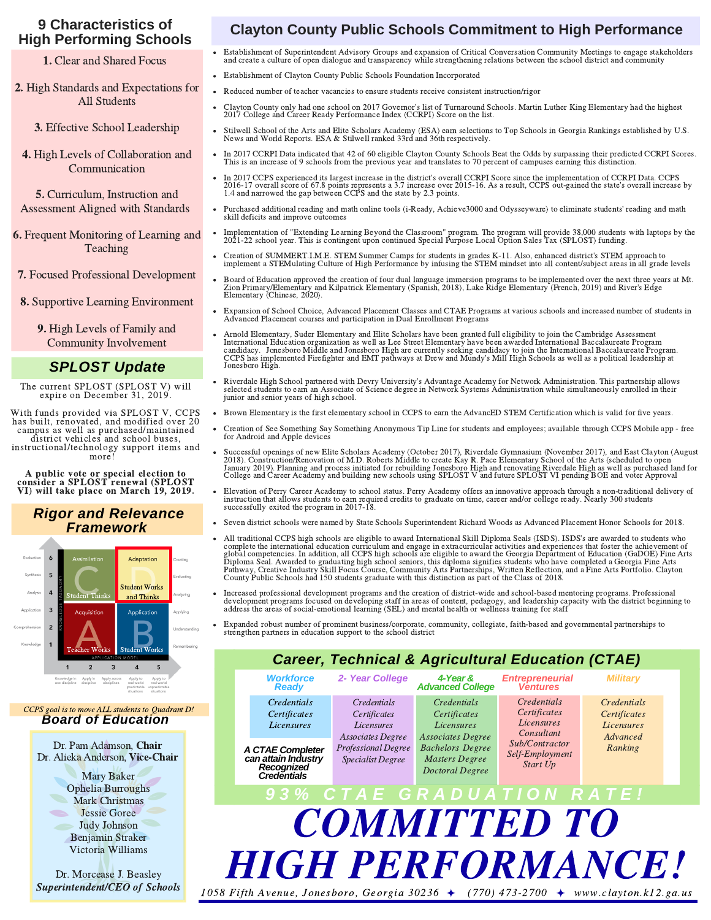# 9 Characteristics of High Performing Schools

1. Clear and Shared Focus
2. High Standards and Expectations for All Students
3. Effective School Leadership
4. High Levels of Collaboration and Communication
5. Curriculum, Instruction and Assessment Aligned with Standards
6. Frequent Monitoring of Learning and Teaching
7. Focused Professional Development
8. Supportive Learning Environment
9. High Levels of Family and Community Involvement

## SPLOST Update

The current SPLOST (SPLOST V) will expire on December 31, 2019.

With funds provided via SPLOST V, CCPS has built, renovated, and modified over 20 campus as well as purchased/maintained district vehicles and school buses, instructional/technology support items and more!

**A public vote or special election to consider a SPLOST renewal (SPLOST VI) will take place on March 19, 2019.**

## Rigor and Relevance Framework

Evaluation 6
Synthesis 5
Analysis 4
Application 3
Comprehension 2
Knowledge 1

KNOWLEDGE TAXONOMY

Assimilation C Student Thinks
Adaptation D Student Works and Thinks
Acquisition A Teacher Works
Application B Student Works

Creating
Evaluating
Analyzing
Applying
Understanding
Remembering

APPLICATION MODEL
1 Knowledge in one discipline
2 Apply in discipline
3 Apply across disciplines
4 Apply to real-world predictable situations
5 Apply to real-world unpredictable situations

*CCPS goal is to move ALL students to Quadrant D!*

## Board of Education

Dr. Pam Adamson, **Chair**
Dr. Alieka Anderson, **Vice-Chair**

Mary Baker
Ophelia Burroughs
Mark Christmas
Jessie Goree
Judy Johnson
Benjamin Straker
Victoria Williams

Dr. Morcease J. Beasley
***Superintendent/CEO of Schools***

# Clayton County Public Schools Commitment to High Performance

- Establishment of Superintendent Advisory Groups and expansion of Critical Conversation Community Meetings to engage stakeholders and create a culture of open dialogue and transparency while strengthening relations between the school district and community
- Establishment of Clayton County Public Schools Foundation Incorporated
- Reduced number of teacher vacancies to ensure students receive consistent instruction/rigor
- Clayton County only had one school on 2017 Governor's list of Turnaround Schools. Martin Luther King Elementary had the highest 2017 College and Career Ready Performance Index (CCRPI) Score on the list.
- Stilwell School of the Arts and Elite Scholars Academy (ESA) earn selections to Top Schools in Georgia Rankings established by U.S. News and World Reports. ESA & Stilwell ranked 33rd and 36th respectively.
- In 2017 CCRPI Data indicated that 42 of 60 eligible Clayton County Schools Beat the Odds by surpassing their predicted CCRPI Scores. This is an increase of 9 schools from the previous year and translates to 70 percent of campuses earning this distinction.
- In 2017 CCPS experienced its largest increase in the district's overall CCRPI Score since the implementation of CCRPI Data. CCPS 2016-17 overall score of 67.8 points represents a 3.7 increase over 2015-16. As a result, CCPS out-gained the state's overall increase by 1.4 and narrowed the gap between CCPS and the state by 2.3 points.
- Purchased additional reading and math online tools (i-Ready, Achieve3000 and Odysseyware) to eliminate students' reading and math skill deficits and improve outcomes
- Implementation of "Extending Learning Beyond the Classroom" program. The program will provide 38,000 students with laptops by the 2021-22 school year. This is contingent upon continued Special Purpose Local Option Sales Tax (SPLOST) funding.
- Creation of SUMMERT.I.M.E. STEM Summer Camps for students in grades K-11. Also, enhanced district's STEM approach to implement a STEMulating Culture of High Performance by infusing the STEM mindset into all content/subject areas in all grade levels
- Board of Education approved the creation of four dual language immersion programs to be implemented over the next three years at Mt. Zion Primary/Elementary and Kilpatrick Elementary (Spanish, 2018), Lake Ridge Elementary (French, 2019) and River's Edge Elementary (Chinese, 2020).
- Expansion of School Choice, Advanced Placement Classes and CTAE Programs at various schools and increased number of students in Advanced Placement courses and participation in Dual Enrollment Programs
- Arnold Elementary, Suder Elementary and Elite Scholars have been granted full eligibility to join the Cambridge Assessment International Education organization as well as Lee Street Elementary have been awarded International Baccalaureate Program candidacy. Jonesboro Middle and Jonesboro High are currently seeking candidacy to join the International Baccalaureate Program. CCPS has implemented Firefighter and EMT pathways at Drew and Mundy's Mill High Schools as well as a political leadership at Jonesboro High.
- Riverdale High School partnered with Devry University's Advantage Academy for Network Administration. This partnership allows selected students to earn an Associate of Science degree in Network Systems Administration while simultaneously enrolled in their junior and senior years of high school.
- Brown Elementary is the first elementary school in CCPS to earn the AdvancED STEM Certification which is valid for five years.
- Creation of See Something Say Something Anonymous Tip Line for students and employees; available through CCPS Mobile app - free for Android and Apple devices
- Successful openings of new Elite Scholars Academy (October 2017), Riverdale Gymnasium (November 2017), and East Clayton (August 2018). Construction/Renovation of M.D. Roberts Middle to create Kay R. Pace Elementary School of the Arts (scheduled to open January 2019). Planning and process initiated for rebuilding Jonesboro High and renovating Riverdale High as well as purchased land for College and Career Academy and building new schools using SPLOST V and future SPLOST VI pending BOE and voter Approval
- Elevation of Perry Career Academy to school status. Perry Academy offers an innovative approach through a non-traditional delivery of instruction that allows students to earn required credits to graduate on time, career and/or college ready. Nearly 300 students successfully exited the program in 2017-18.
- Seven district schools were named by State Schools Superintendent Richard Woods as Advanced Placement Honor Schools for 2018.
- All traditional CCPS high schools are eligible to award International Skill Diploma Seals (ISDS). ISDS's are awarded to students who complete the international education curriculum and engage in extracurricular activities and experiences that foster the achievement of global competencies. In addition, all CCPS high schools are eligible to award the Georgia Department of Education (GaDOE) Fine Arts Diploma Seal. Awarded to graduating high school seniors, this diploma signifies students who have completed a Georgia Fine Arts Pathway, Creative Industry Skill Focus Course, Community Arts Partnerships, Written Reflection, and a Fine Arts Portfolio. Clayton County Public Schools had 150 students graduate with this distinction as part of the Class of 2018.
- Increased professional development programs and the creation of district-wide and school-based mentoring programs. Professional development programs focused on developing staff in areas of content, pedagogy, and leadership capacity with the district beginning to address the areas of social-emotional learning (SEL) and mental health or wellness training for staff
- Expanded robust number of prominent business/corporate, community, collegiate, faith-based and governmental partnerships to strengthen partners in education support to the school district

## Career, Technical & Agricultural Education (CTAE)

| Workforce Ready | 2- Year College | 4-Year & Advanced College | Entrepreneurial Ventures | Military |
|---|---|---|---|---|
| Credentials<br>Certificates<br>Licensures<br>**A CTAE Completer can attain Industry Recognized Credentials** | Credentials<br>Certificates<br>Licensures<br>Associates Degree<br>Professional Degree<br>Specialist Degree | Credentials<br>Certificates<br>Licensures<br>Associates Degree<br>Bachelors Degree<br>Masters Degree<br>Doctoral Degree | Credentials<br>Certificates<br>Licensures<br>Consultant<br>Sub/Contractor<br>Self-Employment<br>Start Up | Credentials<br>Certificates<br>Licensures<br>Advanced<br>Ranking |

**93% CTAE GRADUATION RATE!**

# COMMITTED TO HIGH PERFORMANCE!

1058 Fifth Avenue, Jonesboro, Georgia 30236 ✦ (770) 473-2700 ✦ www.clayton.k12.ga.us